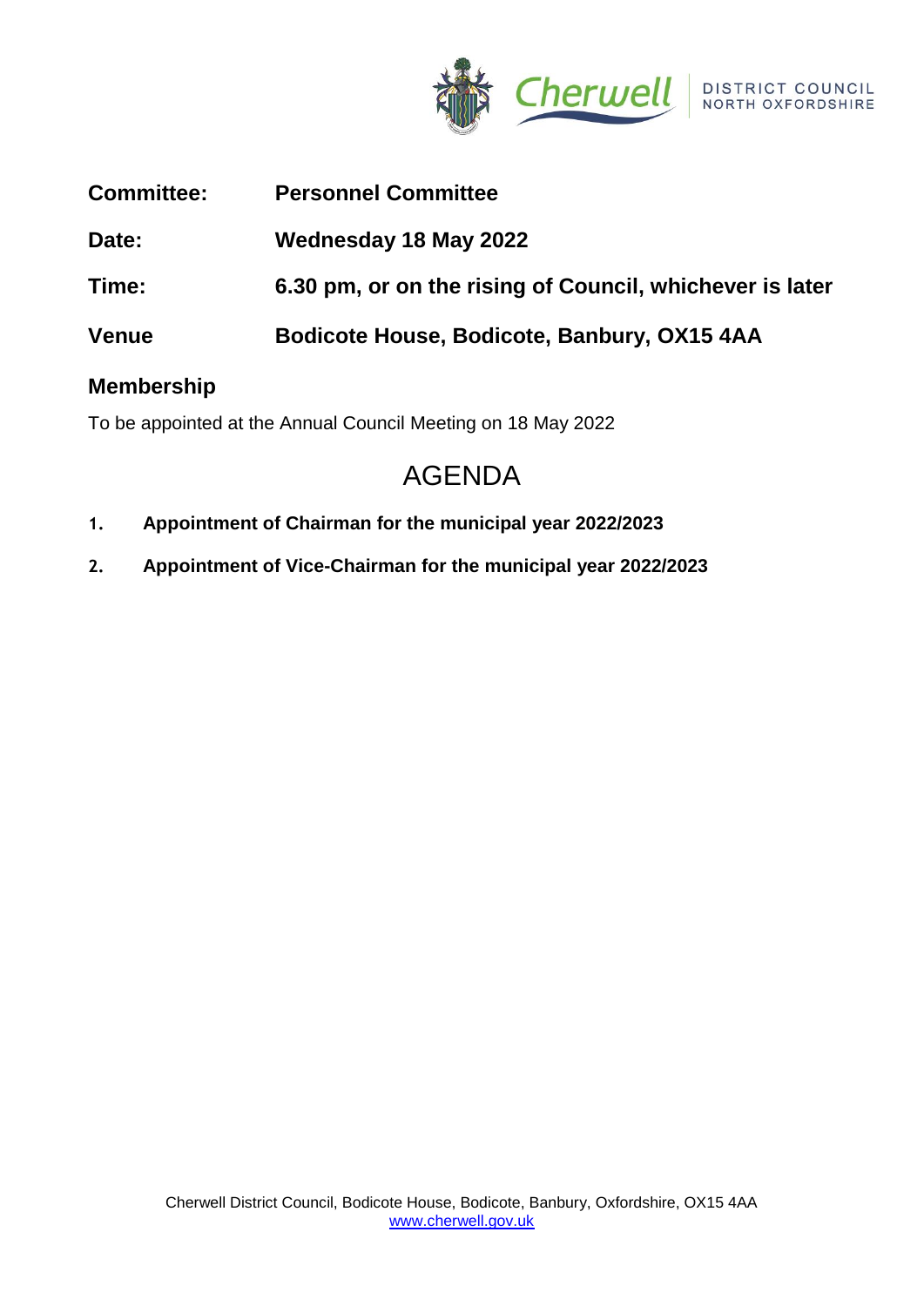| | |
|---|---|
| **Committee:** | **Personnel Committee** |
| **Date:** | **Wednesday 18 May 2022** |
| **Time:** | **6.30 pm, or on the rising of Council, whichever is later** |
| **Venue** | **Bodicote House, Bodicote, Banbury, OX15 4AA** |

## Membership

To be appointed at the Annual Council Meeting on 18 May 2022

# AGENDA

1. **Appointment of Chairman for the municipal year 2022/2023**

2. **Appointment of Vice-Chairman for the municipal year 2022/2023**

Cherwell District Council, Bodicote House, Bodicote, Banbury, Oxfordshire, OX15 4AA
www.cherwell.gov.uk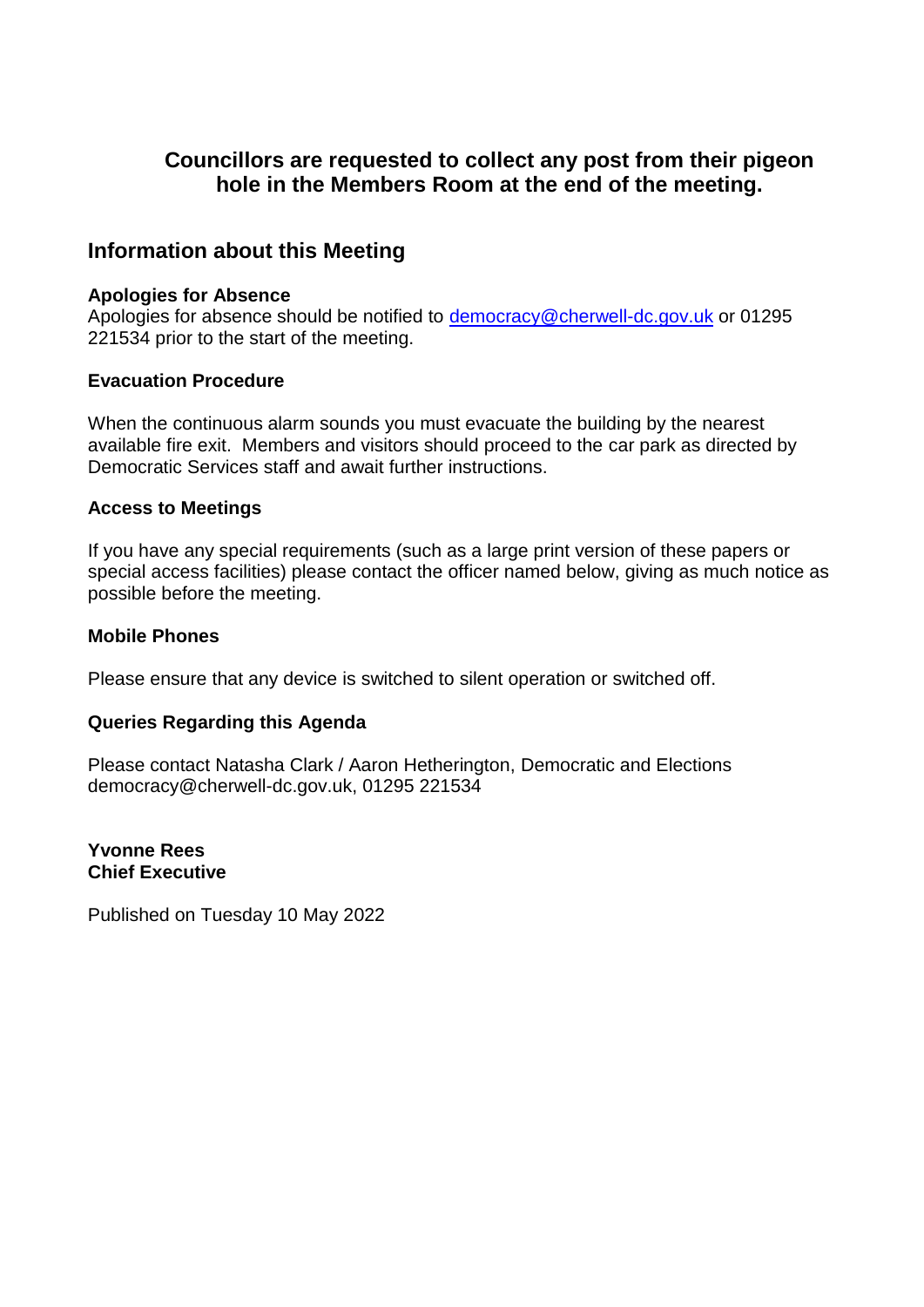**Councillors are requested to collect any post from their pigeon hole in the Members Room at the end of the meeting.**

## Information about this Meeting

**Apologies for Absence**
Apologies for absence should be notified to democracy@cherwell-dc.gov.uk or 01295 221534 prior to the start of the meeting.

**Evacuation Procedure**

When the continuous alarm sounds you must evacuate the building by the nearest available fire exit. Members and visitors should proceed to the car park as directed by Democratic Services staff and await further instructions.

**Access to Meetings**

If you have any special requirements (such as a large print version of these papers or special access facilities) please contact the officer named below, giving as much notice as possible before the meeting.

**Mobile Phones**

Please ensure that any device is switched to silent operation or switched off.

**Queries Regarding this Agenda**

Please contact Natasha Clark / Aaron Hetherington, Democratic and Elections democracy@cherwell-dc.gov.uk, 01295 221534

**Yvonne Rees**
**Chief Executive**

Published on Tuesday 10 May 2022